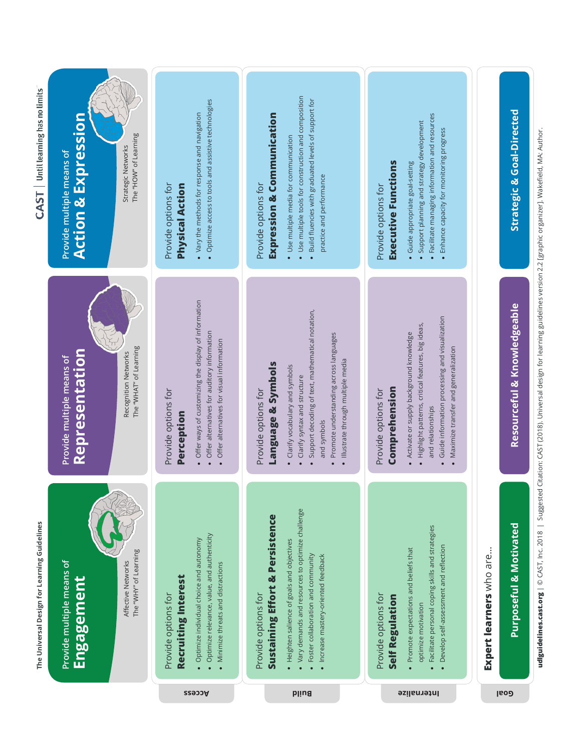# The Universal Design for Learning Guidelines

**CAST** | Until learning has no limits

| | Provide multiple means of **Engagement** | Provide multiple means of **Representation** | Provide multiple means of **Action & Expression** |
|---|---|---|---|
| | Affective Networks The "WHY" of Learning | Recognition Networks The "WHAT" of Learning | Strategic Networks The "HOW" of Learning |
| **Access** | Provide options for **Recruiting Interest**<br>• Optimize individual choice and autonomy<br>• Optimize relevance, value, and authenticity<br>• Minimize threats and distractions | Provide options for **Perception**<br>• Offer ways of customizing the display of information<br>• Offer alternatives for auditory information<br>• Offer alternatives for visual information | Provide options for **Physical Action**<br>• Vary the methods for response and navigation<br>• Optimize access to tools and assistive technologies |
| **Build** | Provide options for **Sustaining Effort & Persistence**<br>• Heighten salience of goals and objectives<br>• Vary demands and resources to optimize challenge<br>• Foster collaboration and community<br>• Increase mastery-oriented feedback | Provide options for **Language & Symbols**<br>• Clarify vocabulary and symbols<br>• Clarify syntax and structure<br>• Support decoding of text, mathematical notation, and symbols<br>• Promote understanding across languages<br>• Illustrate through multiple media | Provide options for **Expression & Communication**<br>• Use multiple media for communication<br>• Use multiple tools for construction and composition<br>• Build fluencies with graduated levels of support for practice and performance |
| **Internalize** | Provide options for **Self Regulation**<br>• Promote expectations and beliefs that optimize motivation<br>• Facilitate personal coping skills and strategies<br>• Develop self-assessment and reflection | Provide options for **Comprehension**<br>• Activate or supply background knowledge<br>• Highlight patterns, critical features, big ideas, and relationships<br>• Guide information processing and visualization<br>• Maximize transfer and generalization | Provide options for **Executive Functions**<br>• Guide appropriate goal-setting<br>• Support planning and strategy development<br>• Facilitate managing information and resources<br>• Enhance capacity for monitoring progress |
| **Goal** | **Expert learners** who are...<br>**Purposeful & Motivated** | **Resourceful & Knowledgeable** | **Strategic & Goal-Directed** |

**udlguidelines.cast.org** | © CAST, Inc. 2018 | Suggested Citation: CAST (2018). Universal design for learning guidelines version 2.2 [graphic organizer]. Wakefield, MA: Author.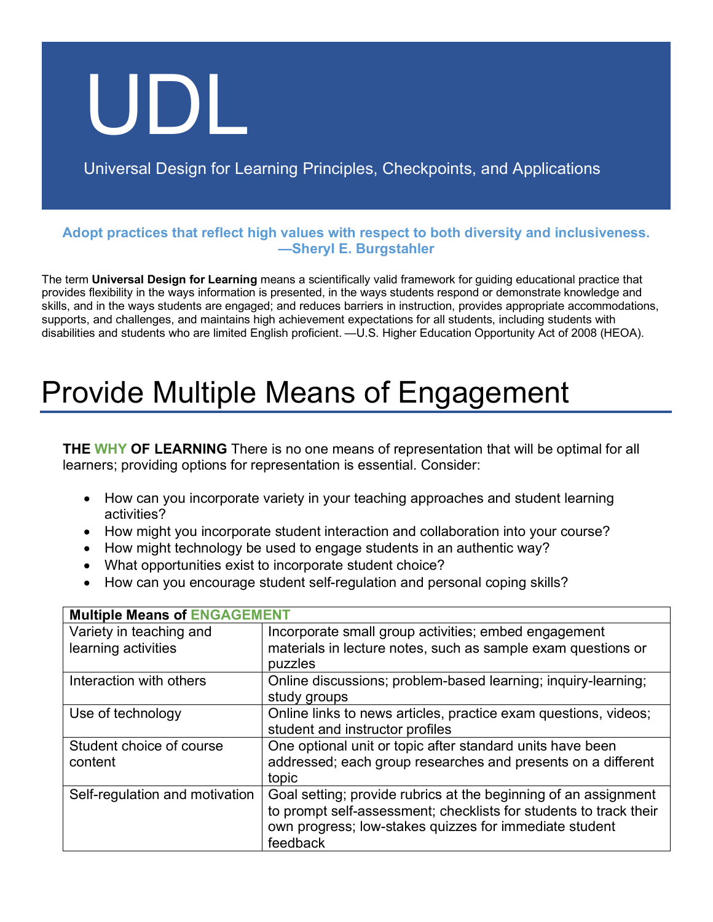# UDL

Universal Design for Learning Principles, Checkpoints, and Applications

**Adopt practices that reflect high values with respect to both diversity and inclusiveness. —Sheryl E. Burgstahler**

The term **Universal Design for Learning** means a scientifically valid framework for guiding educational practice that provides flexibility in the ways information is presented, in the ways students respond or demonstrate knowledge and skills, and in the ways students are engaged; and reduces barriers in instruction, provides appropriate accommodations, supports, and challenges, and maintains high achievement expectations for all students, including students with disabilities and students who are limited English proficient. —U.S. Higher Education Opportunity Act of 2008 (HEOA).

# Provide Multiple Means of Engagement

**THE WHY OF LEARNING** There is no one means of representation that will be optimal for all learners; providing options for representation is essential. Consider:

- How can you incorporate variety in your teaching approaches and student learning activities?
- How might you incorporate student interaction and collaboration into your course?
- How might technology be used to engage students in an authentic way?
- What opportunities exist to incorporate student choice?
- How can you encourage student self-regulation and personal coping skills?

| **Multiple Means of ENGAGEMENT** | |
|---|---|
| Variety in teaching and learning activities | Incorporate small group activities; embed engagement materials in lecture notes, such as sample exam questions or puzzles |
| Interaction with others | Online discussions; problem-based learning; inquiry-learning; study groups |
| Use of technology | Online links to news articles, practice exam questions, videos; student and instructor profiles |
| Student choice of course content | One optional unit or topic after standard units have been addressed; each group researches and presents on a different topic |
| Self-regulation and motivation | Goal setting; provide rubrics at the beginning of an assignment to prompt self-assessment; checklists for students to track their own progress; low-stakes quizzes for immediate student feedback |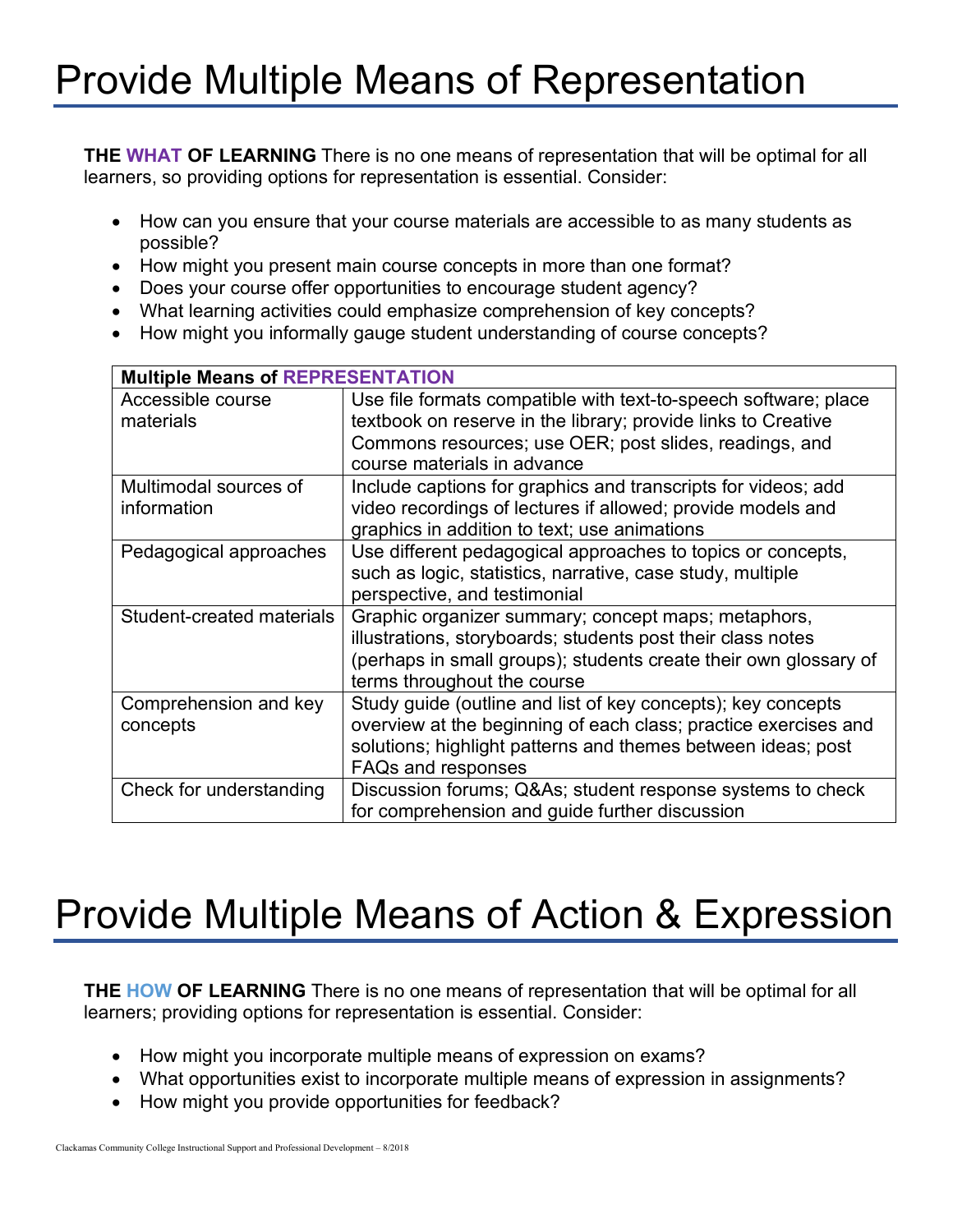# Provide Multiple Means of Representation

**THE WHAT OF LEARNING** There is no one means of representation that will be optimal for all learners, so providing options for representation is essential. Consider:

- How can you ensure that your course materials are accessible to as many students as possible?
- How might you present main course concepts in more than one format?
- Does your course offer opportunities to encourage student agency?
- What learning activities could emphasize comprehension of key concepts?
- How might you informally gauge student understanding of course concepts?

| **Multiple Means of REPRESENTATION** | |
|---|---|
| Accessible course materials | Use file formats compatible with text-to-speech software; place textbook on reserve in the library; provide links to Creative Commons resources; use OER; post slides, readings, and course materials in advance |
| Multimodal sources of information | Include captions for graphics and transcripts for videos; add video recordings of lectures if allowed; provide models and graphics in addition to text; use animations |
| Pedagogical approaches | Use different pedagogical approaches to topics or concepts, such as logic, statistics, narrative, case study, multiple perspective, and testimonial |
| Student-created materials | Graphic organizer summary; concept maps; metaphors, illustrations, storyboards; students post their class notes (perhaps in small groups); students create their own glossary of terms throughout the course |
| Comprehension and key concepts | Study guide (outline and list of key concepts); key concepts overview at the beginning of each class; practice exercises and solutions; highlight patterns and themes between ideas; post FAQs and responses |
| Check for understanding | Discussion forums; Q&As; student response systems to check for comprehension and guide further discussion |

# Provide Multiple Means of Action & Expression

**THE HOW OF LEARNING** There is no one means of representation that will be optimal for all learners; providing options for representation is essential. Consider:

- How might you incorporate multiple means of expression on exams?
- What opportunities exist to incorporate multiple means of expression in assignments?
- How might you provide opportunities for feedback?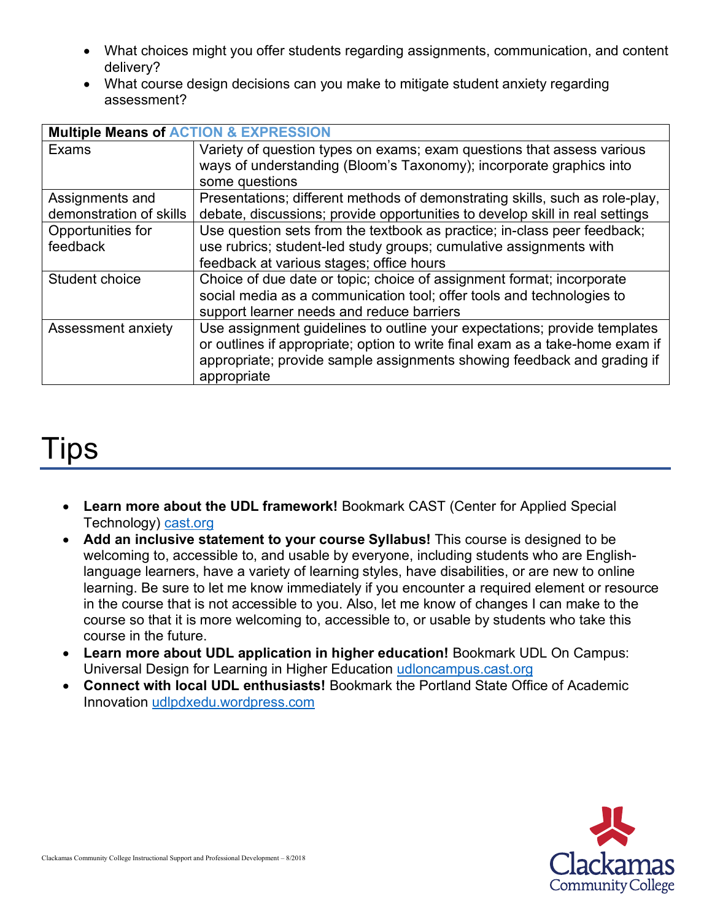- What choices might you offer students regarding assignments, communication, and content delivery?
- What course design decisions can you make to mitigate student anxiety regarding assessment?

| Multiple Means of ACTION & EXPRESSION | |
| --- | --- |
| Exams | Variety of question types on exams; exam questions that assess various ways of understanding (Bloom's Taxonomy); incorporate graphics into some questions |
| Assignments and demonstration of skills | Presentations; different methods of demonstrating skills, such as role-play, debate, discussions; provide opportunities to develop skill in real settings |
| Opportunities for feedback | Use question sets from the textbook as practice; in-class peer feedback; use rubrics; student-led study groups; cumulative assignments with feedback at various stages; office hours |
| Student choice | Choice of due date or topic; choice of assignment format; incorporate social media as a communication tool; offer tools and technologies to support learner needs and reduce barriers |
| Assessment anxiety | Use assignment guidelines to outline your expectations; provide templates or outlines if appropriate; option to write final exam as a take-home exam if appropriate; provide sample assignments showing feedback and grading if appropriate |

# Tips

- **Learn more about the UDL framework!** Bookmark CAST (Center for Applied Special Technology) [cast.org](cast.org)
- **Add an inclusive statement to your course Syllabus!** This course is designed to be welcoming to, accessible to, and usable by everyone, including students who are English-language learners, have a variety of learning styles, have disabilities, or are new to online learning. Be sure to let me know immediately if you encounter a required element or resource in the course that is not accessible to you. Also, let me know of changes I can make to the course so that it is more welcoming to, accessible to, or usable by students who take this course in the future.
- **Learn more about UDL application in higher education!** Bookmark UDL On Campus: Universal Design for Learning in Higher Education [udloncampus.cast.org](udloncampus.cast.org)
- **Connect with local UDL enthusiasts!** Bookmark the Portland State Office of Academic Innovation [udlpdxedu.wordpress.com](udlpdxedu.wordpress.com)

Clackamas Community College Instructional Support and Professional Development – 8/2018

Clackamas Community College